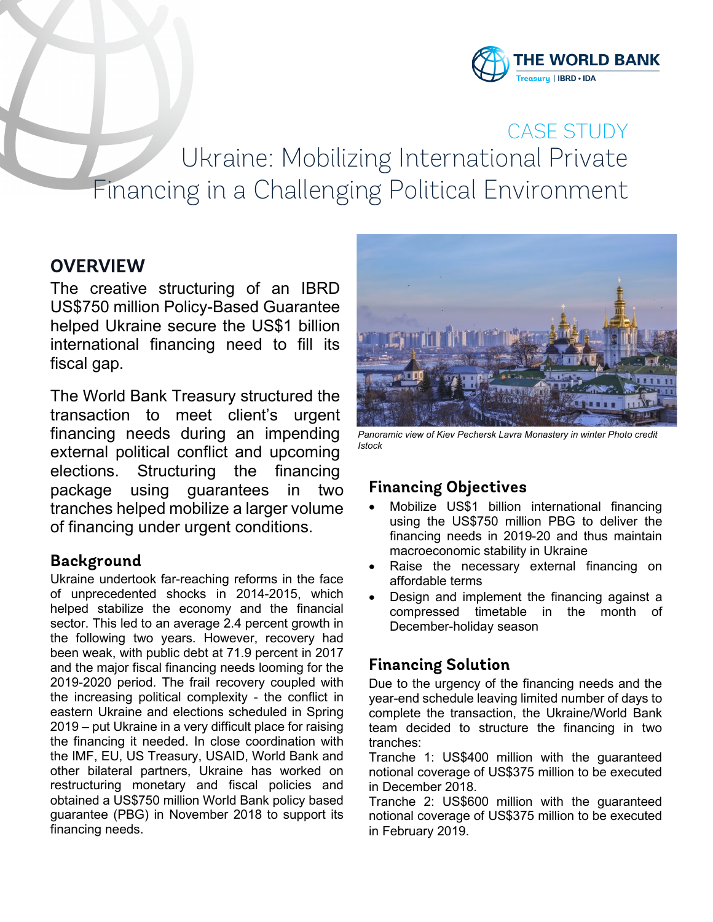THE WORLD BANK
Treasury | IBRD • IDA

CASE STUDY

# Ukraine: Mobilizing International Private Financing in a Challenging Political Environment

## OVERVIEW

The creative structuring of an IBRD US$750 million Policy-Based Guarantee helped Ukraine secure the US$1 billion international financing need to fill its fiscal gap.

The World Bank Treasury structured the transaction to meet client's urgent financing needs during an impending external political conflict and upcoming elections. Structuring the financing package using guarantees in two tranches helped mobilize a larger volume of financing under urgent conditions.

### Background

Ukraine undertook far-reaching reforms in the face of unprecedented shocks in 2014-2015, which helped stabilize the economy and the financial sector. This led to an average 2.4 percent growth in the following two years. However, recovery had been weak, with public debt at 71.9 percent in 2017 and the major fiscal financing needs looming for the 2019-2020 period. The frail recovery coupled with the increasing political complexity - the conflict in eastern Ukraine and elections scheduled in Spring 2019 – put Ukraine in a very difficult place for raising the financing it needed. In close coordination with the IMF, EU, US Treasury, USAID, World Bank and other bilateral partners, Ukraine has worked on restructuring monetary and fiscal policies and obtained a US$750 million World Bank policy based guarantee (PBG) in November 2018 to support its financing needs.

*Panoramic view of Kiev Pechersk Lavra Monastery in winter Photo credit Istock*

### Financing Objectives

- Mobilize US$1 billion international financing using the US$750 million PBG to deliver the financing needs in 2019-20 and thus maintain macroeconomic stability in Ukraine
- Raise the necessary external financing on affordable terms
- Design and implement the financing against a compressed timetable in the month of December-holiday season

### Financing Solution

Due to the urgency of the financing needs and the year-end schedule leaving limited number of days to complete the transaction, the Ukraine/World Bank team decided to structure the financing in two tranches:

Tranche 1: US$400 million with the guaranteed notional coverage of US$375 million to be executed in December 2018.

Tranche 2: US$600 million with the guaranteed notional coverage of US$375 million to be executed in February 2019.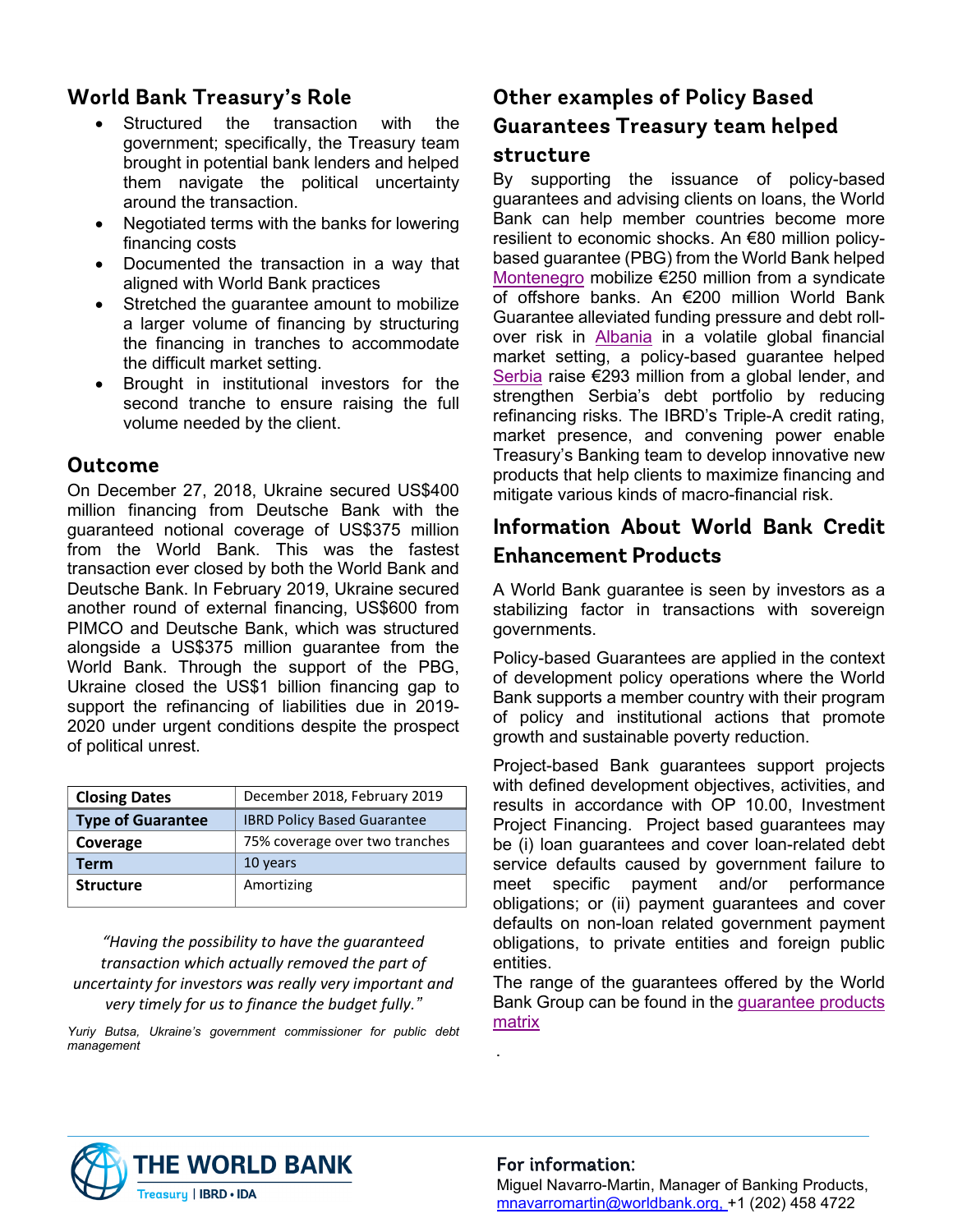## World Bank Treasury's Role

- Structured the transaction with the government; specifically, the Treasury team brought in potential bank lenders and helped them navigate the political uncertainty around the transaction.
- Negotiated terms with the banks for lowering financing costs
- Documented the transaction in a way that aligned with World Bank practices
- Stretched the guarantee amount to mobilize a larger volume of financing by structuring the financing in tranches to accommodate the difficult market setting.
- Brought in institutional investors for the second tranche to ensure raising the full volume needed by the client.

## Outcome

On December 27, 2018, Ukraine secured US$400 million financing from Deutsche Bank with the guaranteed notional coverage of US$375 million from the World Bank. This was the fastest transaction ever closed by both the World Bank and Deutsche Bank. In February 2019, Ukraine secured another round of external financing, US$600 from PIMCO and Deutsche Bank, which was structured alongside a US$375 million guarantee from the World Bank. Through the support of the PBG, Ukraine closed the US$1 billion financing gap to support the refinancing of liabilities due in 2019-2020 under urgent conditions despite the prospect of political unrest.

| | |
|---|---|
| **Closing Dates** | December 2018, February 2019 |
| **Type of Guarantee** | IBRD Policy Based Guarantee |
| **Coverage** | 75% coverage over two tranches |
| **Term** | 10 years |
| **Structure** | Amortizing |

*"Having the possibility to have the guaranteed transaction which actually removed the part of uncertainty for investors was really very important and very timely for us to finance the budget fully."*

*Yuriy Butsa, Ukraine's government commissioner for public debt management*

## Other examples of Policy Based Guarantees Treasury team helped structure

By supporting the issuance of policy-based guarantees and advising clients on loans, the World Bank can help member countries become more resilient to economic shocks. An €80 million policy-based guarantee (PBG) from the World Bank helped Montenegro mobilize €250 million from a syndicate of offshore banks. An €200 million World Bank Guarantee alleviated funding pressure and debt roll-over risk in Albania in a volatile global financial market setting, a policy-based guarantee helped Serbia raise €293 million from a global lender, and strengthen Serbia's debt portfolio by reducing refinancing risks. The IBRD's Triple-A credit rating, market presence, and convening power enable Treasury's Banking team to develop innovative new products that help clients to maximize financing and mitigate various kinds of macro-financial risk.

## Information About World Bank Credit Enhancement Products

A World Bank guarantee is seen by investors as a stabilizing factor in transactions with sovereign governments.

Policy-based Guarantees are applied in the context of development policy operations where the World Bank supports a member country with their program of policy and institutional actions that promote growth and sustainable poverty reduction.

Project-based Bank guarantees support projects with defined development objectives, activities, and results in accordance with OP 10.00, Investment Project Financing. Project based guarantees may be (i) loan guarantees and cover loan-related debt service defaults caused by government failure to meet specific payment and/or performance obligations; or (ii) payment guarantees and cover defaults on non-loan related government payment obligations, to private entities and foreign public entities.

The range of the guarantees offered by the World Bank Group can be found in the guarantee products matrix

.

**For information:**

Miguel Navarro-Martin, Manager of Banking Products, mnavarromartin@worldbank.org, +1 (202) 458 4722